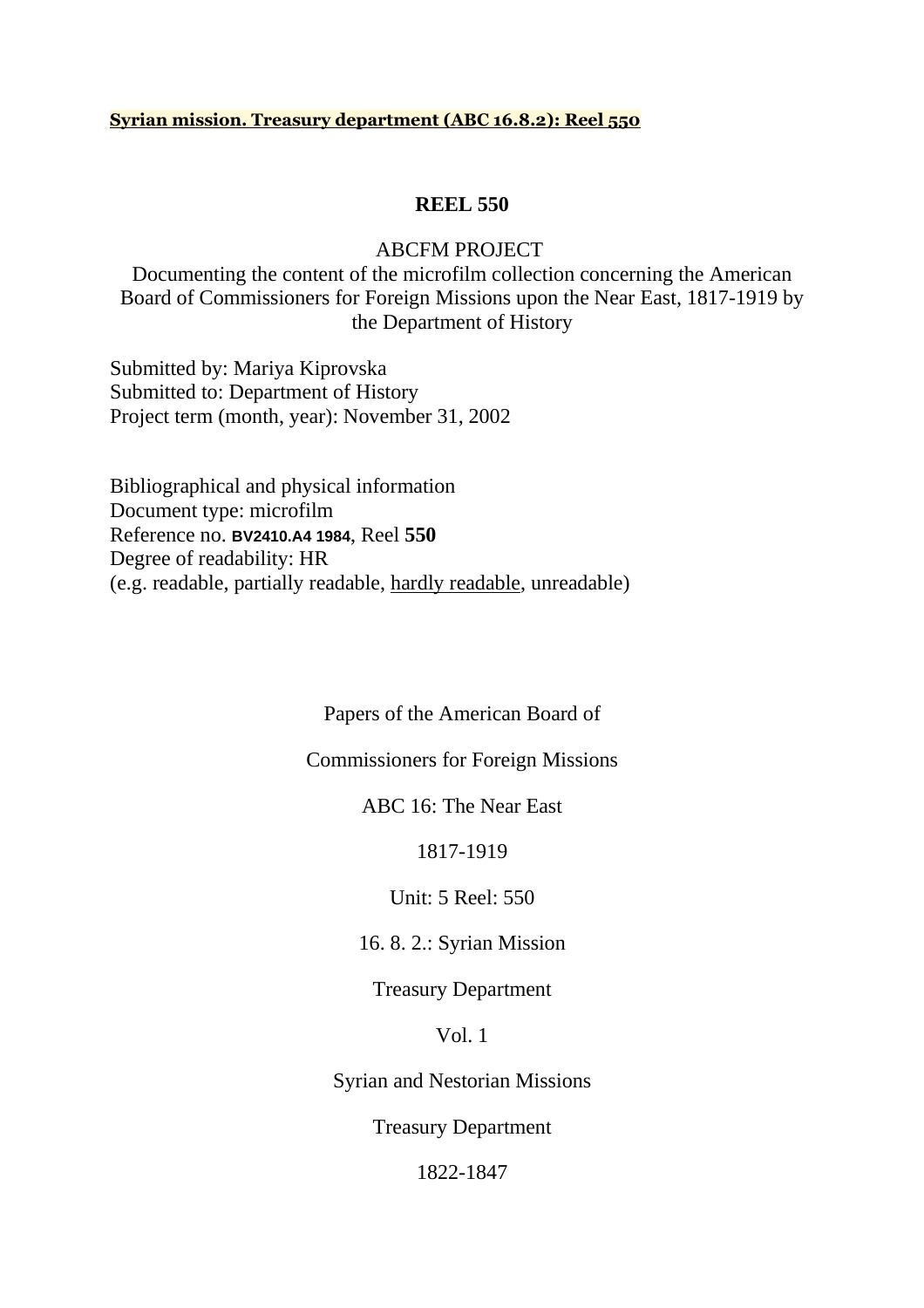**Syrian mission. Treasury department (ABC 16.8.2): Reel 550**

# REEL 550

ABCFM PROJECT
Documenting the content of the microfilm collection concerning the American Board of Commissioners for Foreign Missions upon the Near East, 1817-1919 by the Department of History

Submitted by: Mariya Kiprovska
Submitted to: Department of History
Project term (month, year): November 31, 2002

Bibliographical and physical information
Document type: microfilm
Reference no. **BV2410.A4 1984**, Reel **550**
Degree of readability: HR
(e.g. readable, partially readable, hardly readable, unreadable)

Papers of the American Board of

Commissioners for Foreign Missions

ABC 16: The Near East

1817-1919

Unit: 5 Reel: 550

16. 8. 2.: Syrian Mission

Treasury Department

Vol. 1

Syrian and Nestorian Missions

Treasury Department

1822-1847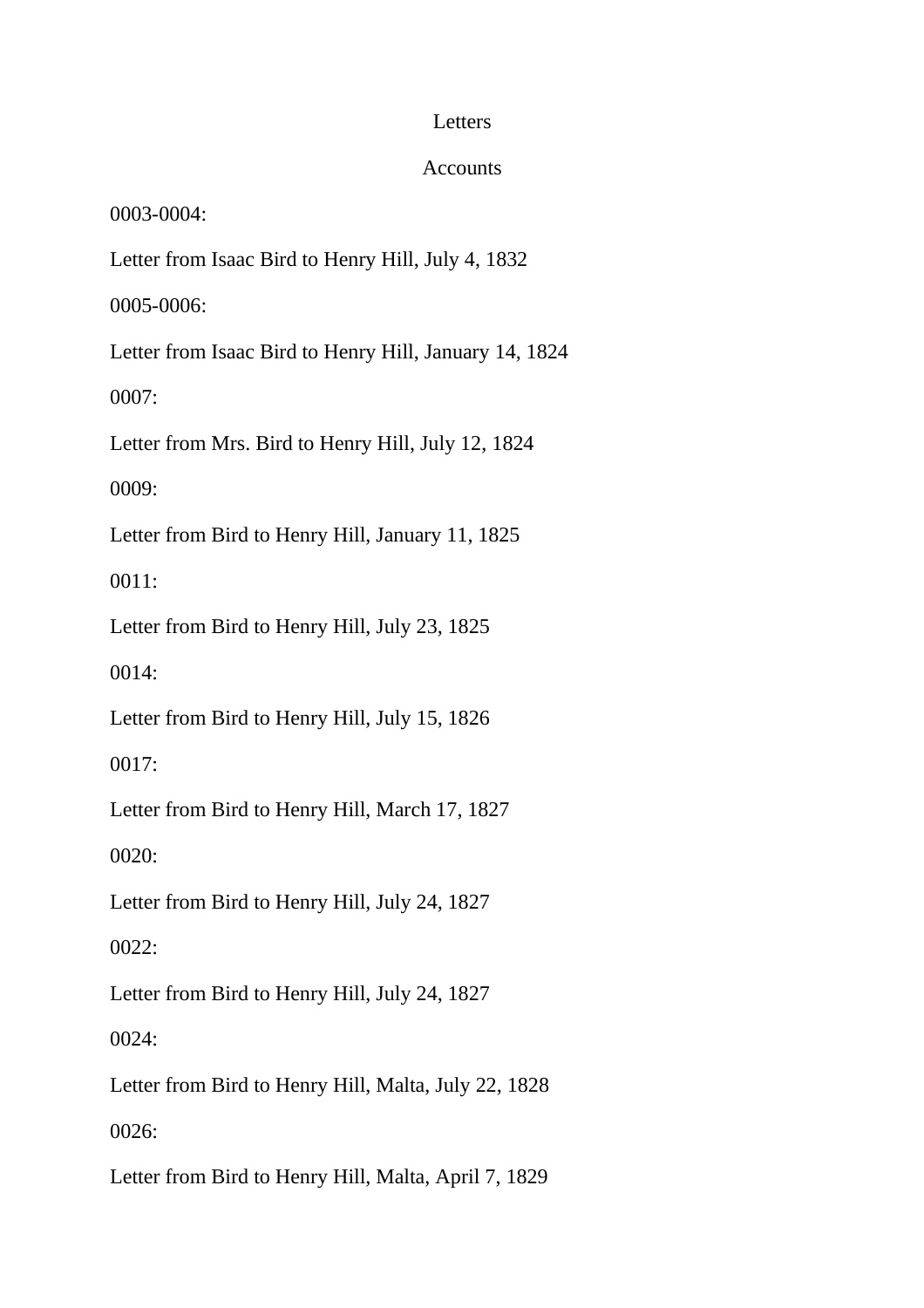# Letters

## Accounts

0003-0004:

Letter from Isaac Bird to Henry Hill, July 4, 1832

0005-0006:

Letter from Isaac Bird to Henry Hill, January 14, 1824

0007:

Letter from Mrs. Bird to Henry Hill, July 12, 1824

0009:

Letter from Bird to Henry Hill, January 11, 1825

0011:

Letter from Bird to Henry Hill, July 23, 1825

0014:

Letter from Bird to Henry Hill, July 15, 1826

0017:

Letter from Bird to Henry Hill, March 17, 1827

0020:

Letter from Bird to Henry Hill, July 24, 1827

0022:

Letter from Bird to Henry Hill, July 24, 1827

0024:

Letter from Bird to Henry Hill, Malta, July 22, 1828

0026:

Letter from Bird to Henry Hill, Malta, April 7, 1829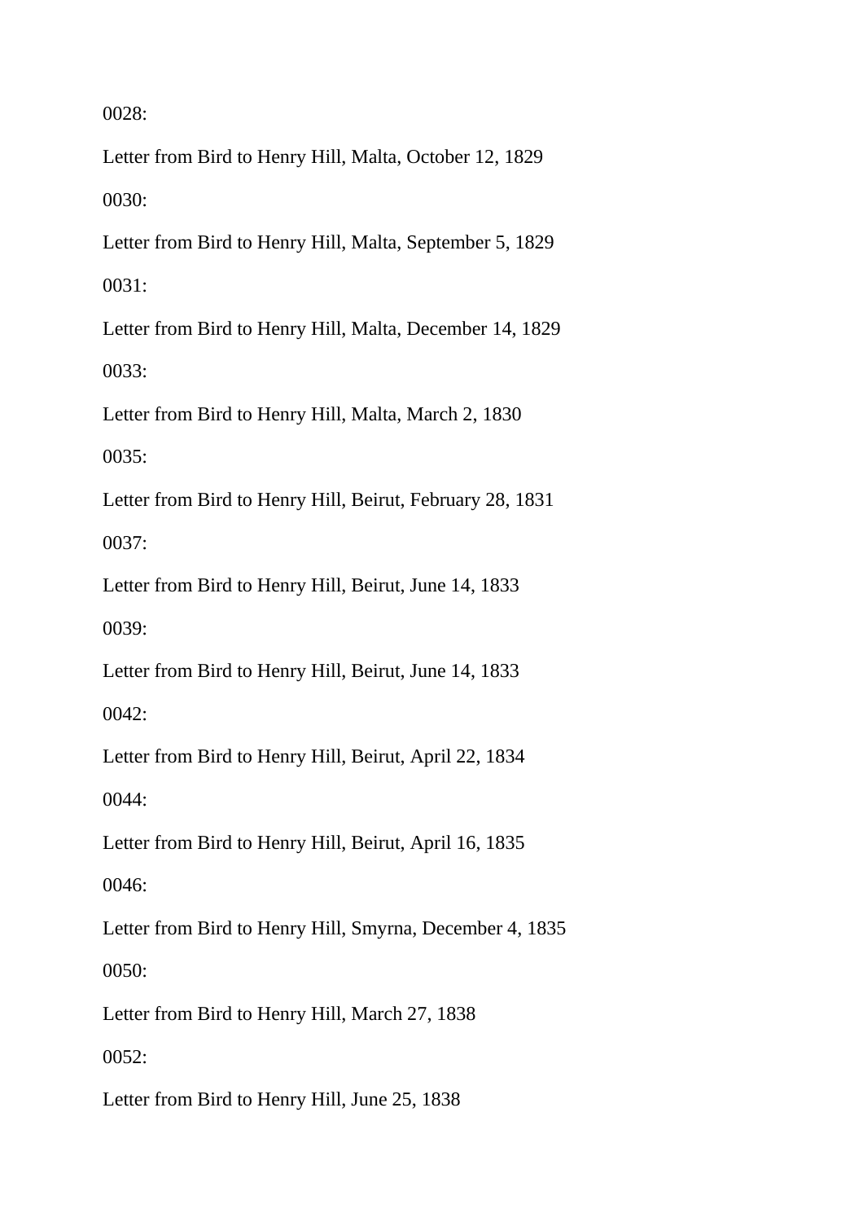0028:

Letter from Bird to Henry Hill, Malta, October 12, 1829

0030:

Letter from Bird to Henry Hill, Malta, September 5, 1829

0031:

Letter from Bird to Henry Hill, Malta, December 14, 1829

0033:

Letter from Bird to Henry Hill, Malta, March 2, 1830

0035:

Letter from Bird to Henry Hill, Beirut, February 28, 1831

0037:

Letter from Bird to Henry Hill, Beirut, June 14, 1833

0039:

Letter from Bird to Henry Hill, Beirut, June 14, 1833

0042:

Letter from Bird to Henry Hill, Beirut, April 22, 1834

0044:

Letter from Bird to Henry Hill, Beirut, April 16, 1835

0046:

Letter from Bird to Henry Hill, Smyrna, December 4, 1835

0050:

Letter from Bird to Henry Hill, March 27, 1838

0052:

Letter from Bird to Henry Hill, June 25, 1838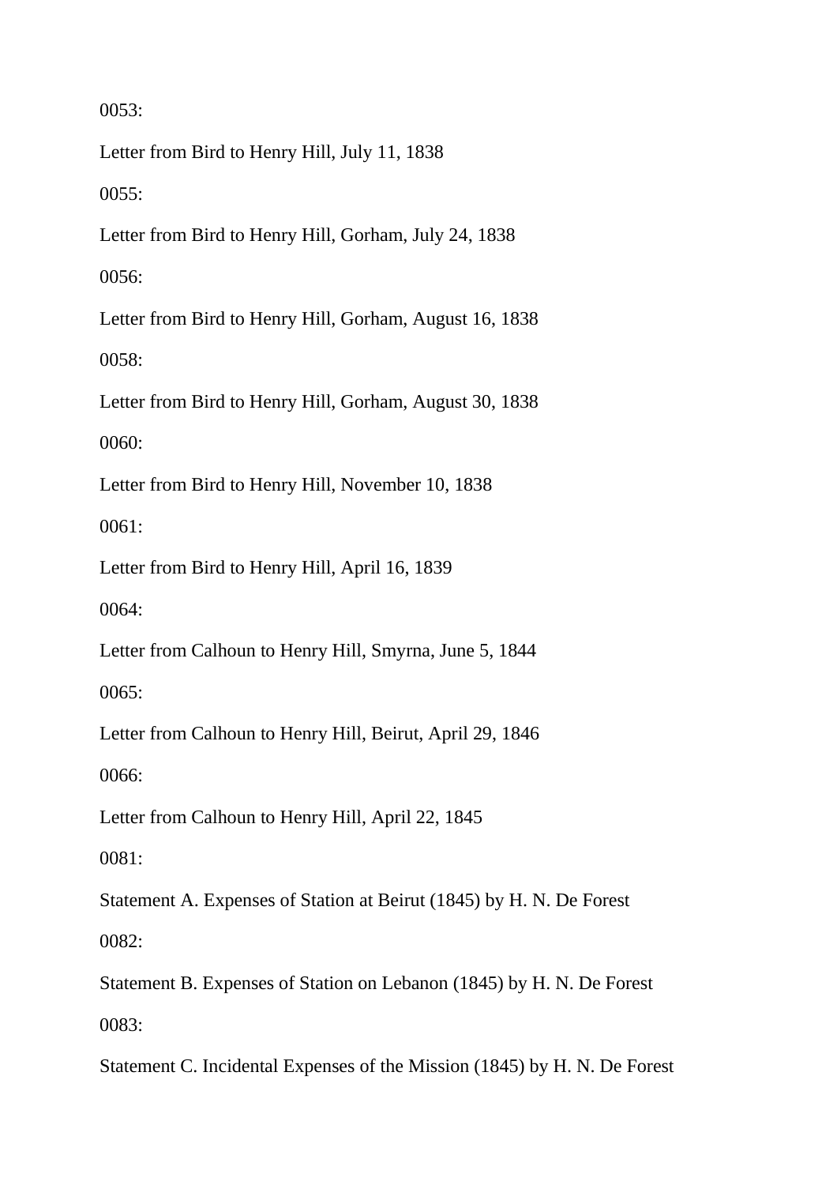0053:

Letter from Bird to Henry Hill, July 11, 1838

0055:

Letter from Bird to Henry Hill, Gorham, July 24, 1838

0056:

Letter from Bird to Henry Hill, Gorham, August 16, 1838

0058:

Letter from Bird to Henry Hill, Gorham, August 30, 1838

0060:

Letter from Bird to Henry Hill, November 10, 1838

0061:

Letter from Bird to Henry Hill, April 16, 1839

0064:

Letter from Calhoun to Henry Hill, Smyrna, June 5, 1844

0065:

Letter from Calhoun to Henry Hill, Beirut, April 29, 1846

0066:

Letter from Calhoun to Henry Hill, April 22, 1845

0081:

Statement A. Expenses of Station at Beirut (1845) by H. N. De Forest

0082:

Statement B. Expenses of Station on Lebanon (1845) by H. N. De Forest

0083:

Statement C. Incidental Expenses of the Mission (1845) by H. N. De Forest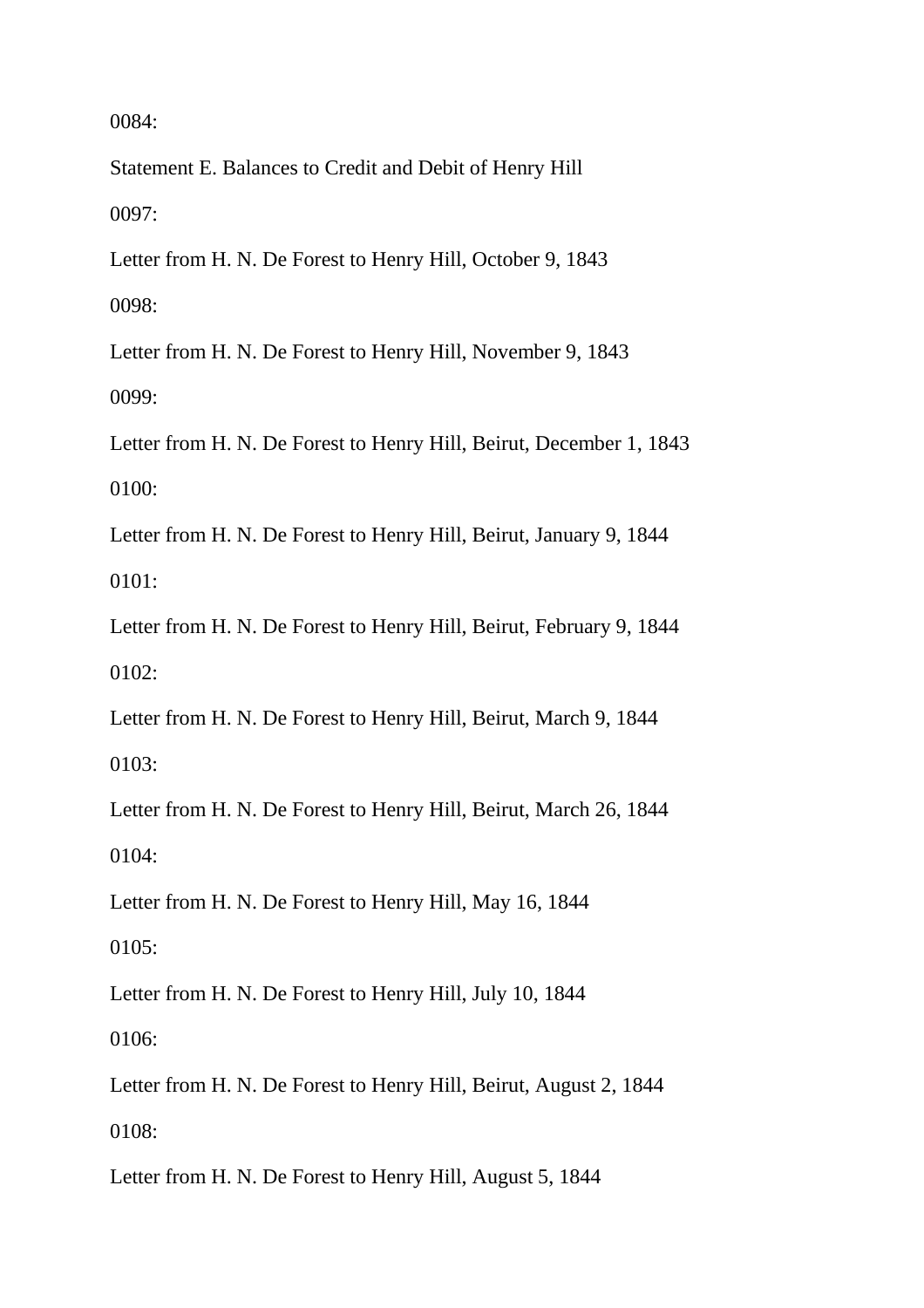0084:

Statement E. Balances to Credit and Debit of Henry Hill

0097:

Letter from H. N. De Forest to Henry Hill, October 9, 1843

0098:

Letter from H. N. De Forest to Henry Hill, November 9, 1843

0099:

Letter from H. N. De Forest to Henry Hill, Beirut, December 1, 1843

0100:

Letter from H. N. De Forest to Henry Hill, Beirut, January 9, 1844

0101:

Letter from H. N. De Forest to Henry Hill, Beirut, February 9, 1844

0102:

Letter from H. N. De Forest to Henry Hill, Beirut, March 9, 1844

0103:

Letter from H. N. De Forest to Henry Hill, Beirut, March 26, 1844

0104:

Letter from H. N. De Forest to Henry Hill, May 16, 1844

0105:

Letter from H. N. De Forest to Henry Hill, July 10, 1844

0106:

Letter from H. N. De Forest to Henry Hill, Beirut, August 2, 1844

0108:

Letter from H. N. De Forest to Henry Hill, August 5, 1844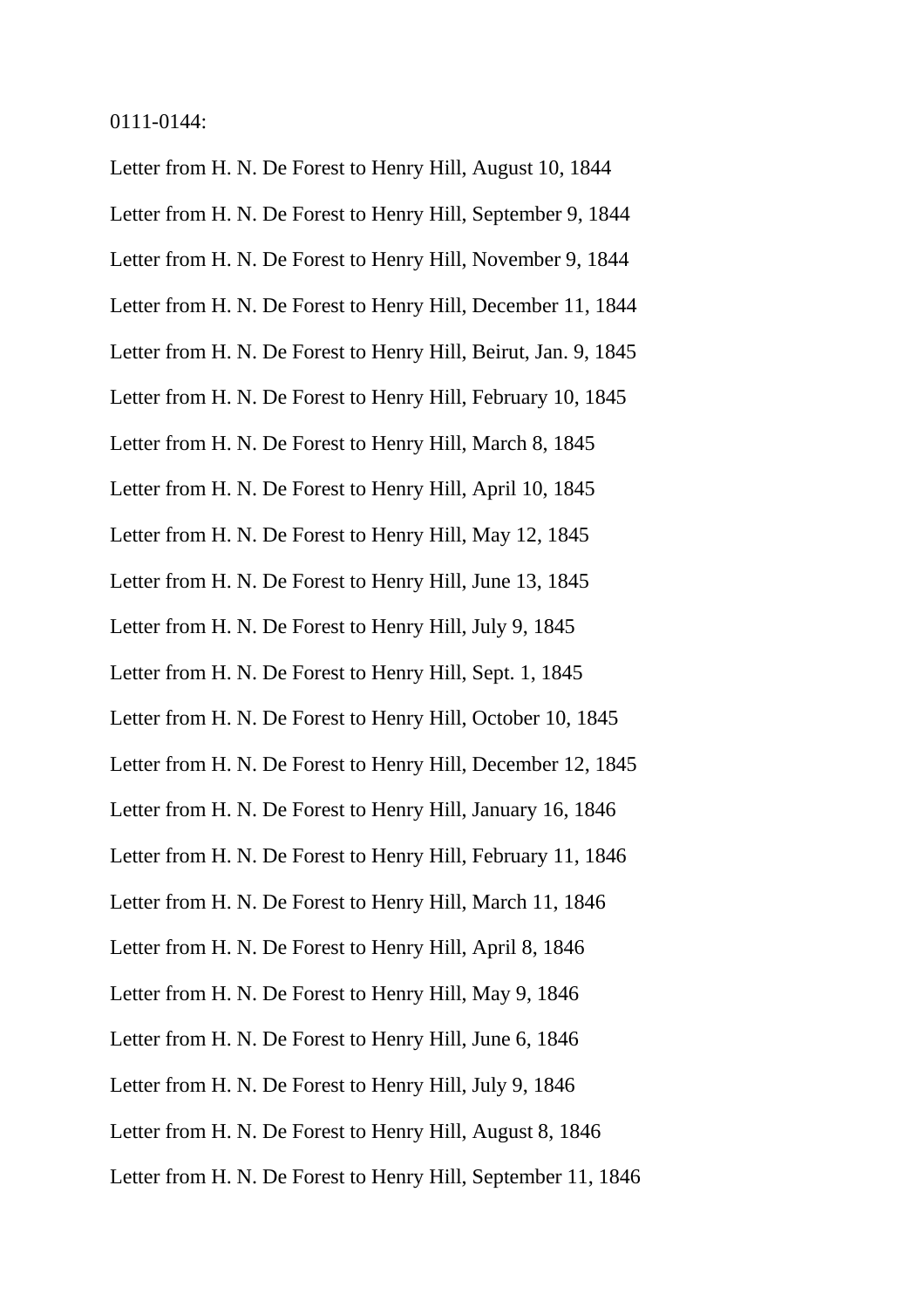0111-0144:

Letter from H. N. De Forest to Henry Hill, August 10, 1844

Letter from H. N. De Forest to Henry Hill, September 9, 1844

Letter from H. N. De Forest to Henry Hill, November 9, 1844

Letter from H. N. De Forest to Henry Hill, December 11, 1844

Letter from H. N. De Forest to Henry Hill, Beirut, Jan. 9, 1845

Letter from H. N. De Forest to Henry Hill, February 10, 1845

Letter from H. N. De Forest to Henry Hill, March 8, 1845

Letter from H. N. De Forest to Henry Hill, April 10, 1845

Letter from H. N. De Forest to Henry Hill, May 12, 1845

Letter from H. N. De Forest to Henry Hill, June 13, 1845

Letter from H. N. De Forest to Henry Hill, July 9, 1845

Letter from H. N. De Forest to Henry Hill, Sept. 1, 1845

Letter from H. N. De Forest to Henry Hill, October 10, 1845

Letter from H. N. De Forest to Henry Hill, December 12, 1845

Letter from H. N. De Forest to Henry Hill, January 16, 1846

Letter from H. N. De Forest to Henry Hill, February 11, 1846

Letter from H. N. De Forest to Henry Hill, March 11, 1846

Letter from H. N. De Forest to Henry Hill, April 8, 1846

Letter from H. N. De Forest to Henry Hill, May 9, 1846

Letter from H. N. De Forest to Henry Hill, June 6, 1846

Letter from H. N. De Forest to Henry Hill, July 9, 1846

Letter from H. N. De Forest to Henry Hill, August 8, 1846

Letter from H. N. De Forest to Henry Hill, September 11, 1846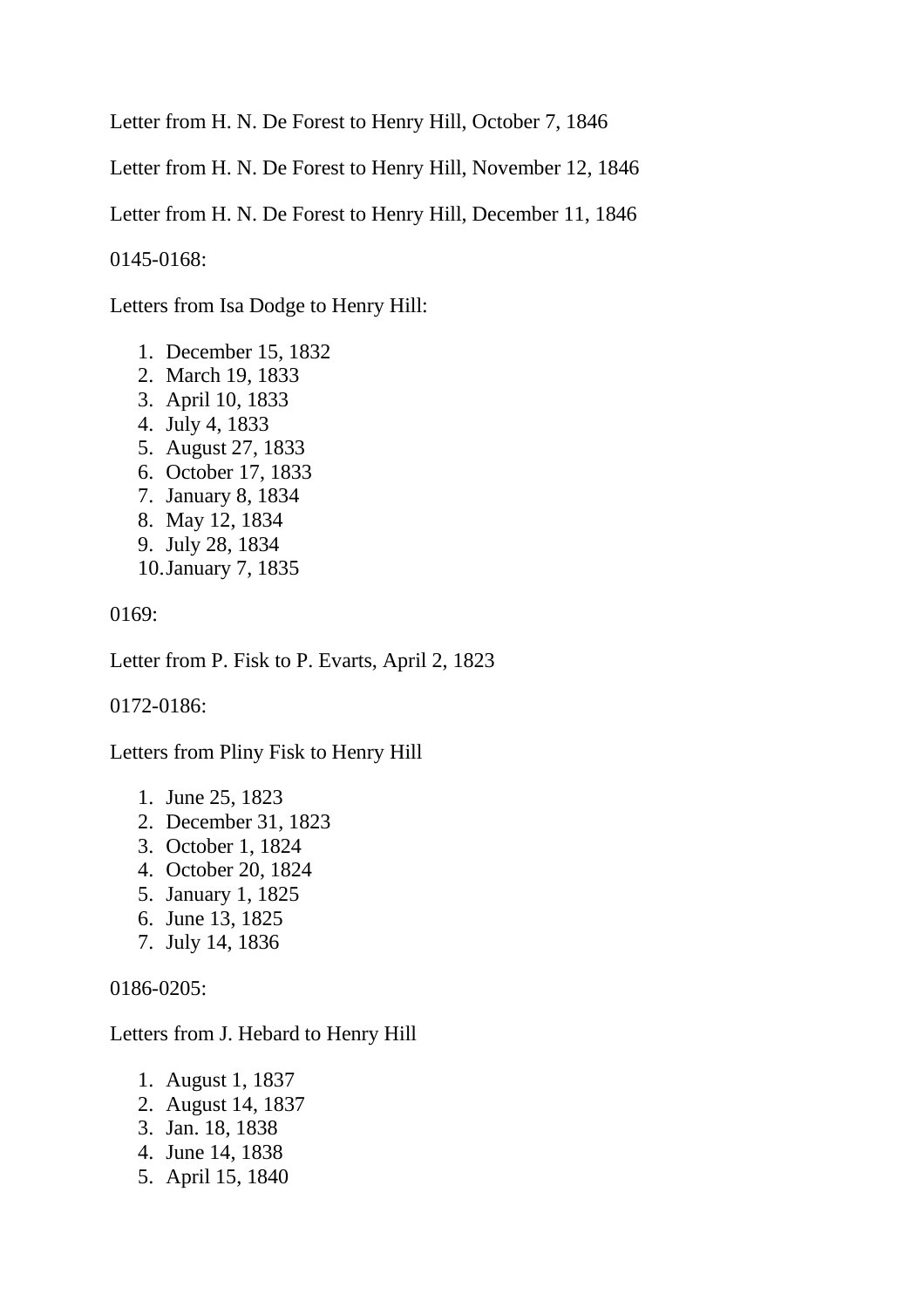Letter from H. N. De Forest to Henry Hill, October 7, 1846

Letter from H. N. De Forest to Henry Hill, November 12, 1846

Letter from H. N. De Forest to Henry Hill, December 11, 1846

0145-0168:

Letters from Isa Dodge to Henry Hill:

1. December 15, 1832
2. March 19, 1833
3. April 10, 1833
4. July 4, 1833
5. August 27, 1833
6. October 17, 1833
7. January 8, 1834
8. May 12, 1834
9. July 28, 1834
10. January 7, 1835

0169:

Letter from P. Fisk to P. Evarts, April 2, 1823

0172-0186:

Letters from Pliny Fisk to Henry Hill

1. June 25, 1823
2. December 31, 1823
3. October 1, 1824
4. October 20, 1824
5. January 1, 1825
6. June 13, 1825
7. July 14, 1836

0186-0205:

Letters from J. Hebard to Henry Hill

1. August 1, 1837
2. August 14, 1837
3. Jan. 18, 1838
4. June 14, 1838
5. April 15, 1840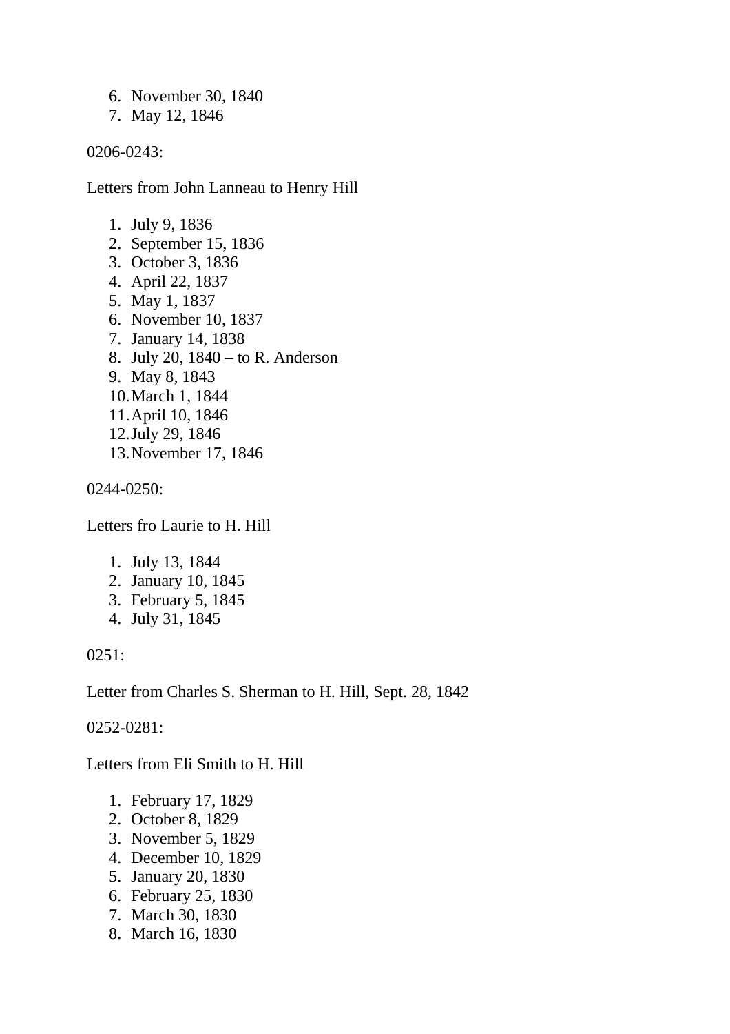6. November 30, 1840
7. May 12, 1846

0206-0243:

Letters from John Lanneau to Henry Hill

1. July 9, 1836
2. September 15, 1836
3. October 3, 1836
4. April 22, 1837
5. May 1, 1837
6. November 10, 1837
7. January 14, 1838
8. July 20, 1840 – to R. Anderson
9. May 8, 1843
10. March 1, 1844
11. April 10, 1846
12. July 29, 1846
13. November 17, 1846

0244-0250:

Letters fro Laurie to H. Hill

1. July 13, 1844
2. January 10, 1845
3. February 5, 1845
4. July 31, 1845

0251:

Letter from Charles S. Sherman to H. Hill, Sept. 28, 1842

0252-0281:

Letters from Eli Smith to H. Hill

1. February 17, 1829
2. October 8, 1829
3. November 5, 1829
4. December 10, 1829
5. January 20, 1830
6. February 25, 1830
7. March 30, 1830
8. March 16, 1830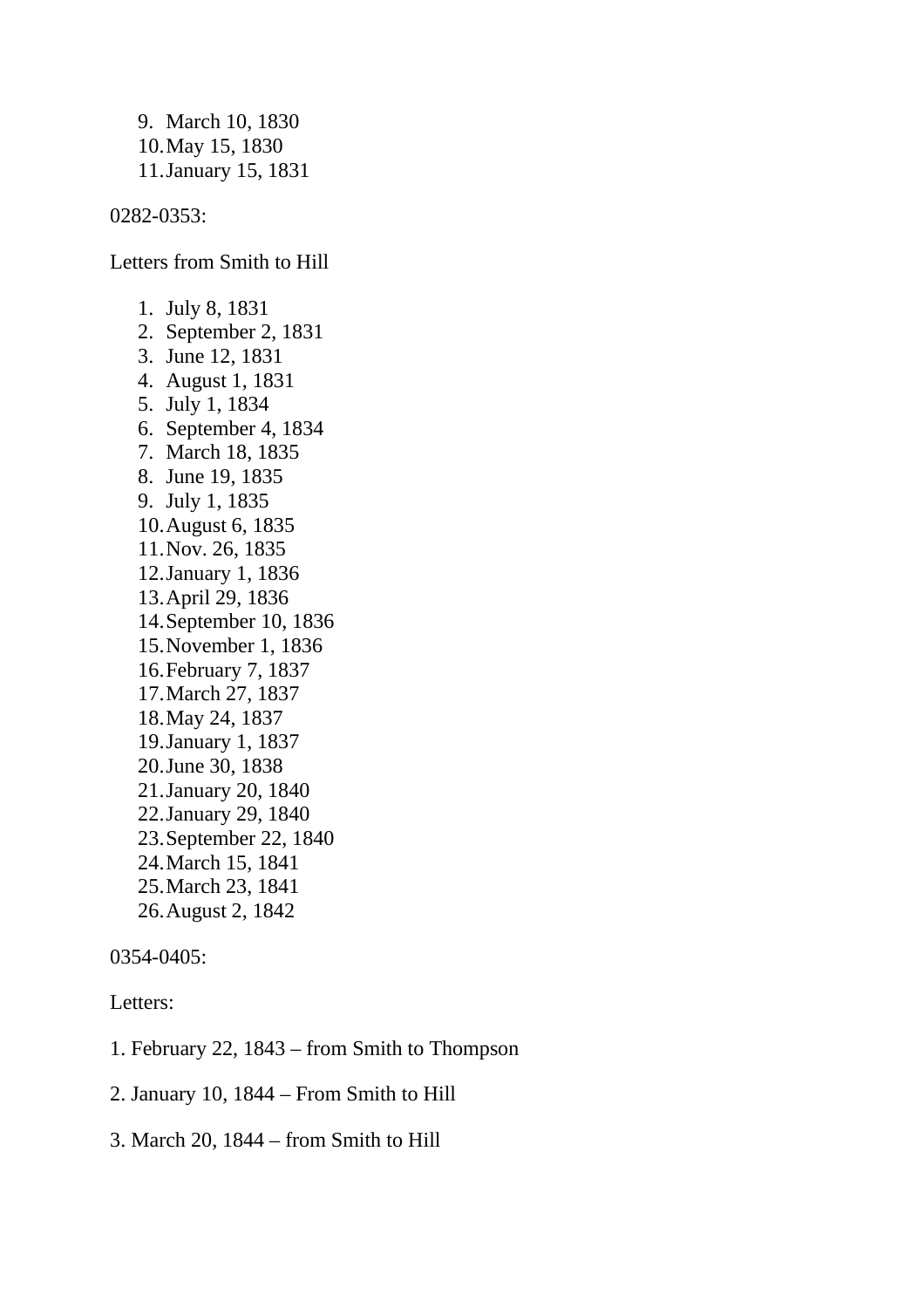9. March 10, 1830
10. May 15, 1830
11. January 15, 1831

0282-0353:

Letters from Smith to Hill

1. July 8, 1831
2. September 2, 1831
3. June 12, 1831
4. August 1, 1831
5. July 1, 1834
6. September 4, 1834
7. March 18, 1835
8. June 19, 1835
9. July 1, 1835
10. August 6, 1835
11. Nov. 26, 1835
12. January 1, 1836
13. April 29, 1836
14. September 10, 1836
15. November 1, 1836
16. February 7, 1837
17. March 27, 1837
18. May 24, 1837
19. January 1, 1837
20. June 30, 1838
21. January 20, 1840
22. January 29, 1840
23. September 22, 1840
24. March 15, 1841
25. March 23, 1841
26. August 2, 1842

0354-0405:

Letters:

1. February 22, 1843 – from Smith to Thompson

2. January 10, 1844 – From Smith to Hill

3. March 20, 1844 – from Smith to Hill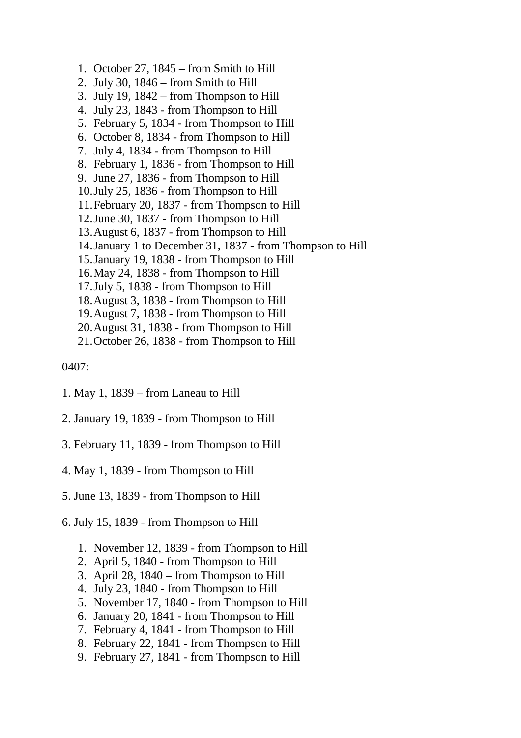1. October 27, 1845 – from Smith to Hill
2. July 30, 1846 – from Smith to Hill
3. July 19, 1842 – from Thompson to Hill
4. July 23, 1843 - from Thompson to Hill
5. February 5, 1834 - from Thompson to Hill
6. October 8, 1834 - from Thompson to Hill
7. July 4, 1834 - from Thompson to Hill
8. February 1, 1836 - from Thompson to Hill
9. June 27, 1836 - from Thompson to Hill
10. July 25, 1836 - from Thompson to Hill
11. February 20, 1837 - from Thompson to Hill
12. June 30, 1837 - from Thompson to Hill
13. August 6, 1837 - from Thompson to Hill
14. January 1 to December 31, 1837 - from Thompson to Hill
15. January 19, 1838 - from Thompson to Hill
16. May 24, 1838 - from Thompson to Hill
17. July 5, 1838 - from Thompson to Hill
18. August 3, 1838 - from Thompson to Hill
19. August 7, 1838 - from Thompson to Hill
20. August 31, 1838 - from Thompson to Hill
21. October 26, 1838 - from Thompson to Hill

0407:

1. May 1, 1839 – from Laneau to Hill

2. January 19, 1839 - from Thompson to Hill

3. February 11, 1839 - from Thompson to Hill

4. May 1, 1839 - from Thompson to Hill

5. June 13, 1839 - from Thompson to Hill

6. July 15, 1839 - from Thompson to Hill

    1. November 12, 1839 - from Thompson to Hill
    2. April 5, 1840 - from Thompson to Hill
    3. April 28, 1840 – from Thompson to Hill
    4. July 23, 1840 - from Thompson to Hill
    5. November 17, 1840 - from Thompson to Hill
    6. January 20, 1841 - from Thompson to Hill
    7. February 4, 1841 - from Thompson to Hill
    8. February 22, 1841 - from Thompson to Hill
    9. February 27, 1841 - from Thompson to Hill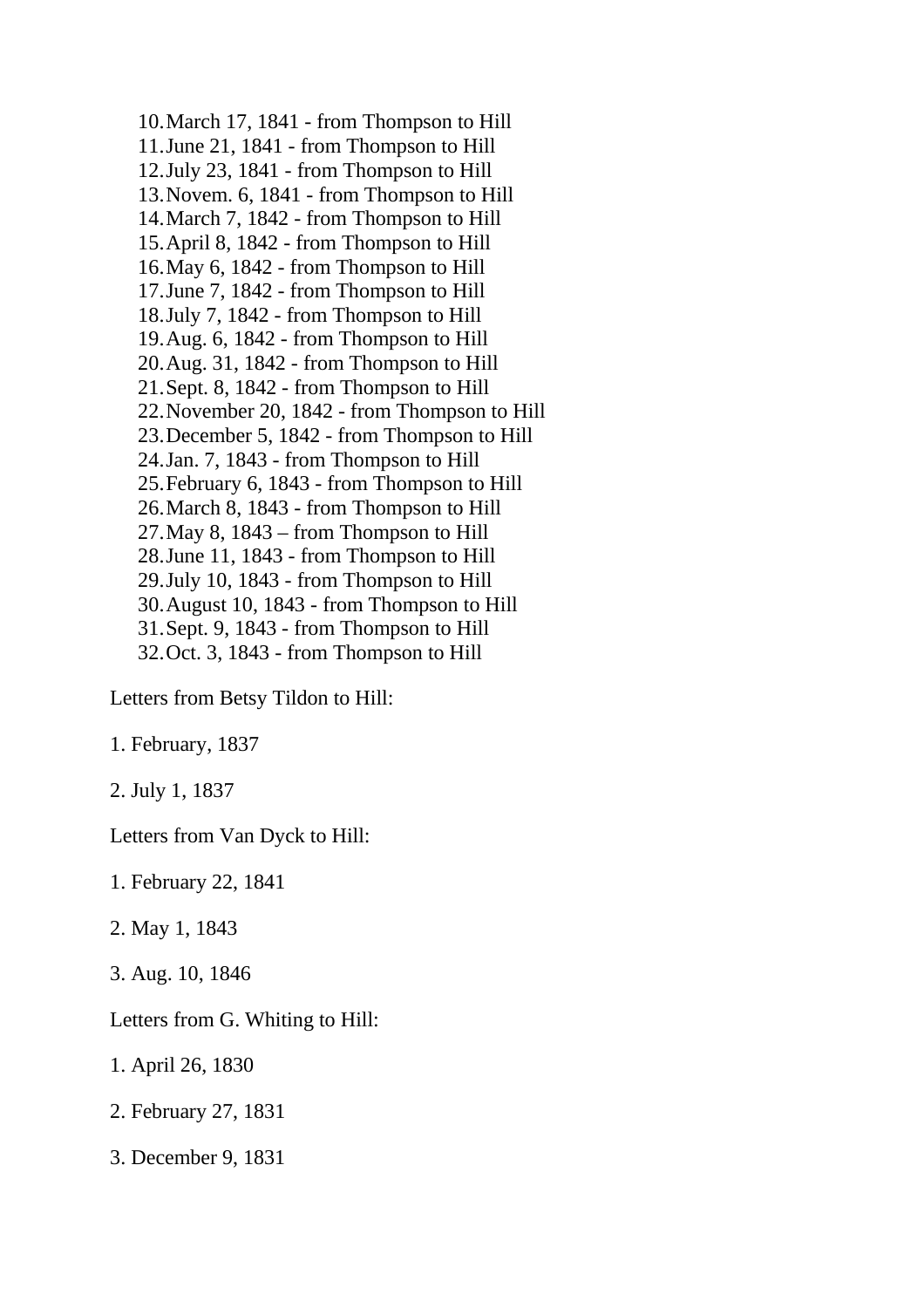10. March 17, 1841 - from Thompson to Hill
11. June 21, 1841 - from Thompson to Hill
12. July 23, 1841 - from Thompson to Hill
13. Novem. 6, 1841 - from Thompson to Hill
14. March 7, 1842 - from Thompson to Hill
15. April 8, 1842 - from Thompson to Hill
16. May 6, 1842 - from Thompson to Hill
17. June 7, 1842 - from Thompson to Hill
18. July 7, 1842 - from Thompson to Hill
19. Aug. 6, 1842 - from Thompson to Hill
20. Aug. 31, 1842 - from Thompson to Hill
21. Sept. 8, 1842 - from Thompson to Hill
22. November 20, 1842 - from Thompson to Hill
23. December 5, 1842 - from Thompson to Hill
24. Jan. 7, 1843 - from Thompson to Hill
25. February 6, 1843 - from Thompson to Hill
26. March 8, 1843 - from Thompson to Hill
27. May 8, 1843 – from Thompson to Hill
28. June 11, 1843 - from Thompson to Hill
29. July 10, 1843 - from Thompson to Hill
30. August 10, 1843 - from Thompson to Hill
31. Sept. 9, 1843 - from Thompson to Hill
32. Oct. 3, 1843 - from Thompson to Hill

Letters from Betsy Tildon to Hill:

1. February, 1837

2. July 1, 1837

Letters from Van Dyck to Hill:

1. February 22, 1841

2. May 1, 1843

3. Aug. 10, 1846

Letters from G. Whiting to Hill:

1. April 26, 1830

2. February 27, 1831

3. December 9, 1831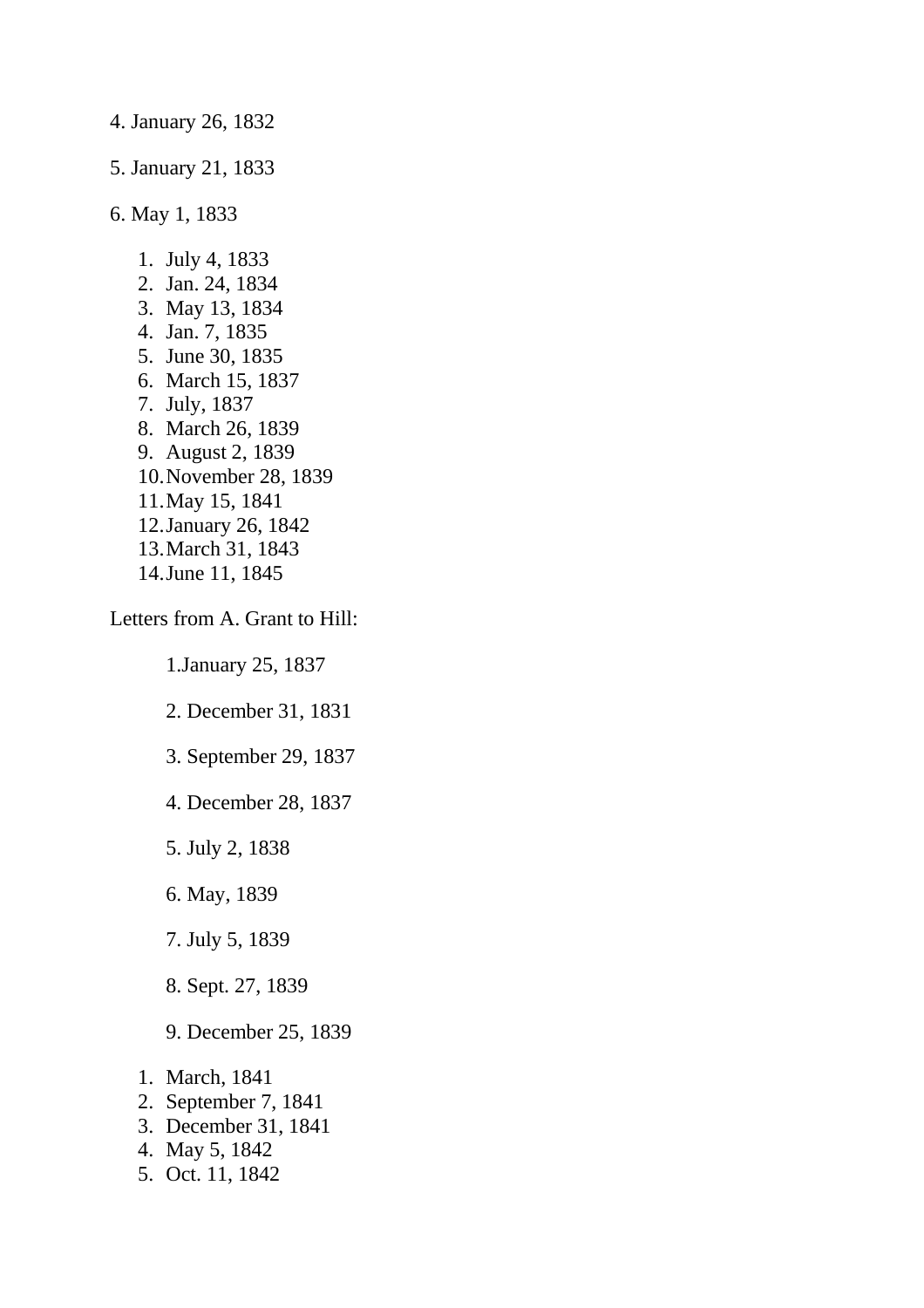4. January 26, 1832

5. January 21, 1833

6. May 1, 1833

1. July 4, 1833
2. Jan. 24, 1834
3. May 13, 1834
4. Jan. 7, 1835
5. June 30, 1835
6. March 15, 1837
7. July, 1837
8. March 26, 1839
9. August 2, 1839
10. November 28, 1839
11. May 15, 1841
12. January 26, 1842
13. March 31, 1843
14. June 11, 1845

Letters from A. Grant to Hill:

1.January 25, 1837

2. December 31, 1831

3. September 29, 1837

4. December 28, 1837

5. July 2, 1838

6. May, 1839

7. July 5, 1839

8. Sept. 27, 1839

9. December 25, 1839

1. March, 1841
2. September 7, 1841
3. December 31, 1841
4. May 5, 1842
5. Oct. 11, 1842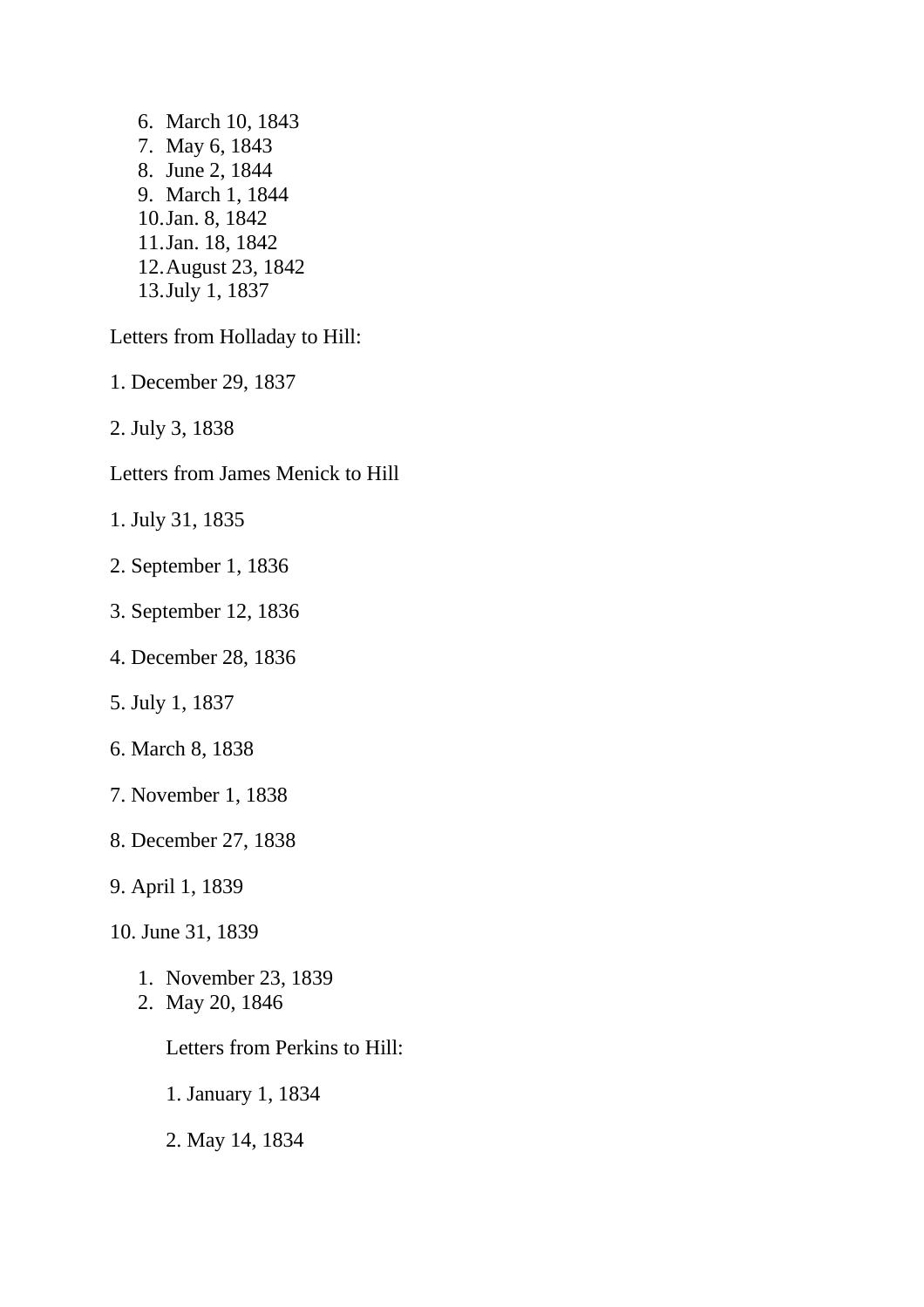6. March 10, 1843
7. May 6, 1843
8. June 2, 1844
9. March 1, 1844
10. Jan. 8, 1842
11. Jan. 18, 1842
12. August 23, 1842
13. July 1, 1837

Letters from Holladay to Hill:

1. December 29, 1837

2. July 3, 1838

Letters from James Menick to Hill

1. July 31, 1835

2. September 1, 1836

3. September 12, 1836

4. December 28, 1836

5. July 1, 1837

6. March 8, 1838

7. November 1, 1838

8. December 27, 1838

9. April 1, 1839

10. June 31, 1839

1. November 23, 1839
2. May 20, 1846

Letters from Perkins to Hill:

1. January 1, 1834

2. May 14, 1834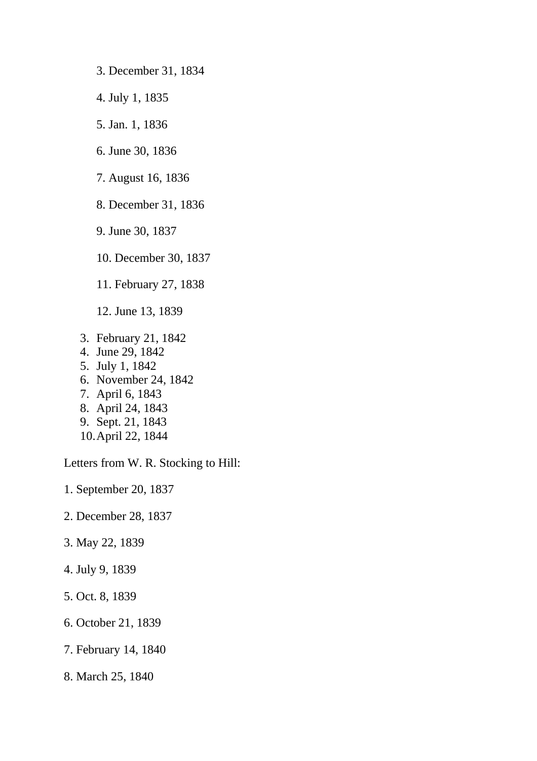3. December 31, 1834

4. July 1, 1835

5. Jan. 1, 1836

6. June 30, 1836

7. August 16, 1836

8. December 31, 1836

9. June 30, 1837

10. December 30, 1837

11. February 27, 1838

12. June 13, 1839

3. February 21, 1842
4. June 29, 1842
5. July 1, 1842
6. November 24, 1842
7. April 6, 1843
8. April 24, 1843
9. Sept. 21, 1843
10. April 22, 1844

Letters from W. R. Stocking to Hill:

1. September 20, 1837

2. December 28, 1837

3. May 22, 1839

4. July 9, 1839

5. Oct. 8, 1839

6. October 21, 1839

7. February 14, 1840

8. March 25, 1840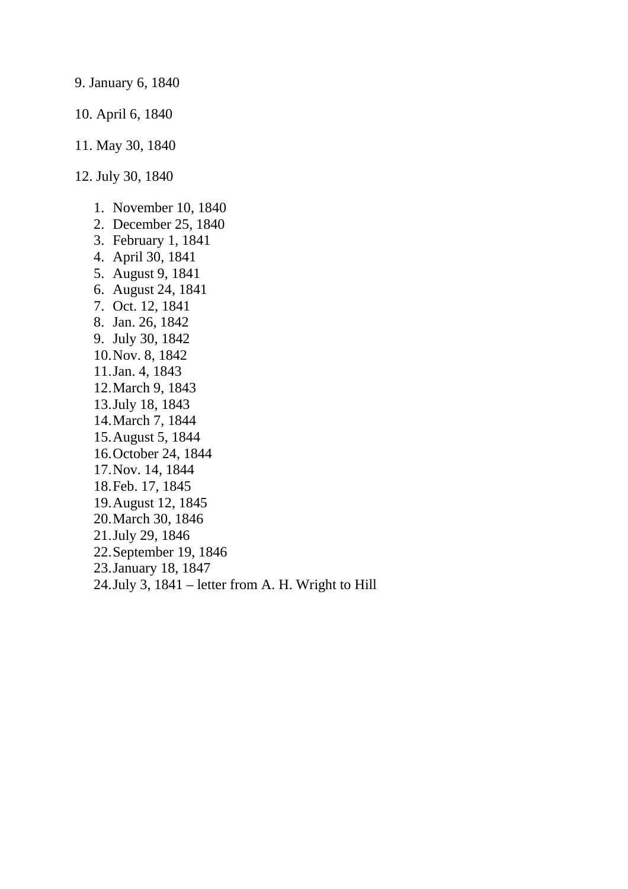9. January 6, 1840

10. April 6, 1840

11. May 30, 1840

12. July 30, 1840

    1. November 10, 1840
    2. December 25, 1840
    3. February 1, 1841
    4. April 30, 1841
    5. August 9, 1841
    6. August 24, 1841
    7. Oct. 12, 1841
    8. Jan. 26, 1842
    9. July 30, 1842
    10. Nov. 8, 1842
    11. Jan. 4, 1843
    12. March 9, 1843
    13. July 18, 1843
    14. March 7, 1844
    15. August 5, 1844
    16. October 24, 1844
    17. Nov. 14, 1844
    18. Feb. 17, 1845
    19. August 12, 1845
    20. March 30, 1846
    21. July 29, 1846
    22. September 19, 1846
    23. January 18, 1847
    24. July 3, 1841 – letter from A. H. Wright to Hill